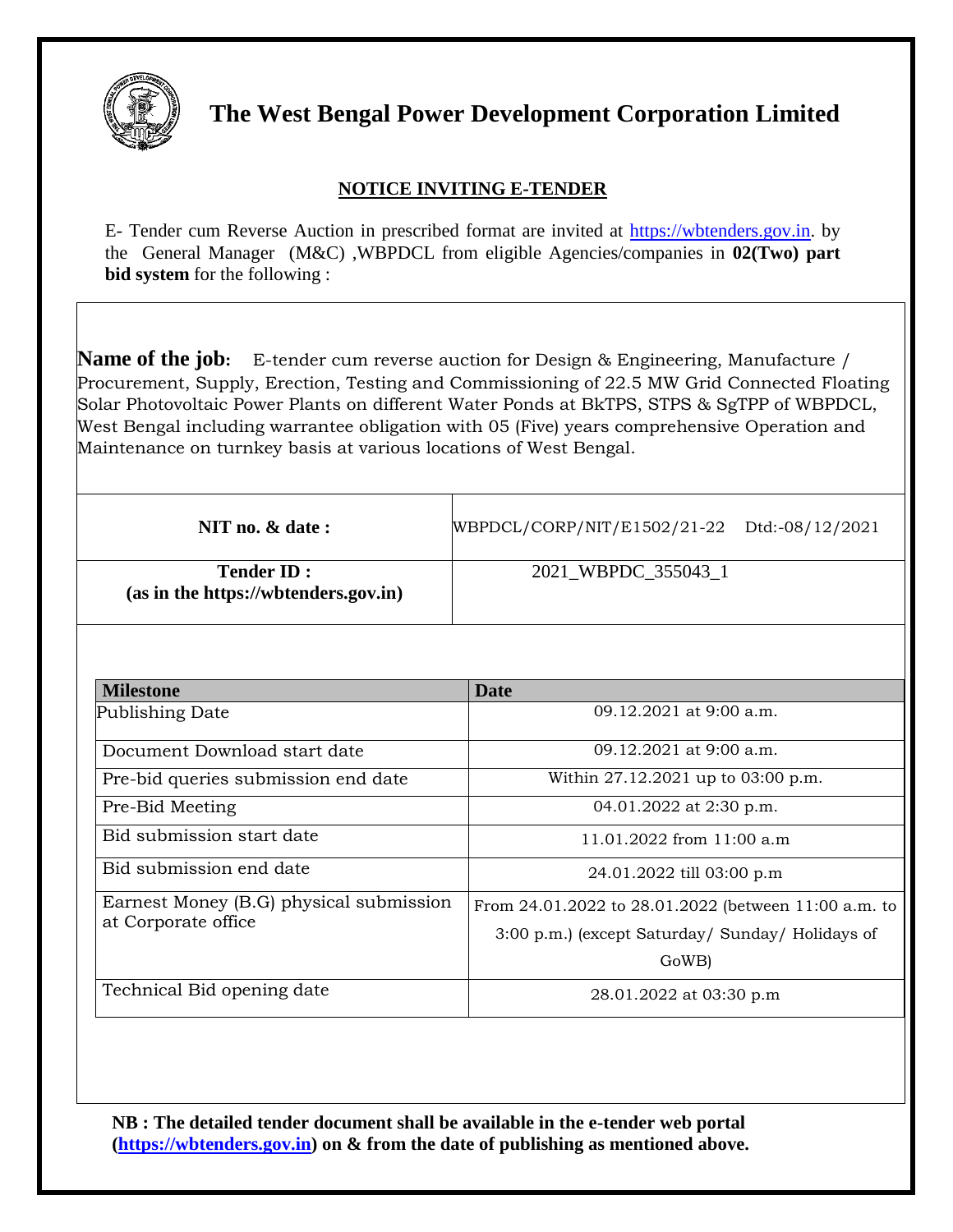# The West Bengal Power Development Corporation Limited

## NOTICE INVITING E-TENDER

E- Tender cum Reverse Auction in prescribed format are invited at https://wbtenders.gov.in. by the General Manager (M&C) ,WBPDCL from eligible Agencies/companies in **02(Two) part bid system** for the following :

**Name of the job**: E-tender cum reverse auction for Design & Engineering, Manufacture / Procurement, Supply, Erection, Testing and Commissioning of 22.5 MW Grid Connected Floating Solar Photovoltaic Power Plants on different Water Ponds at BkTPS, STPS & SgTPP of WBPDCL, West Bengal including warrantee obligation with 05 (Five) years comprehensive Operation and Maintenance on turnkey basis at various locations of West Bengal.

| | |
|---|---|
| **NIT no. & date :** | WBPDCL/CORP/NIT/E1502/21-22 Dtd:-08/12/2021 |
| **Tender ID : (as in the https://wbtenders.gov.in)** | 2021_WBPDC_355043_1 |

| **Milestone** | **Date** |
|---|---|
| Publishing Date | 09.12.2021 at 9:00 a.m. |
| Document Download start date | 09.12.2021 at 9:00 a.m. |
| Pre-bid queries submission end date | Within 27.12.2021 up to 03:00 p.m. |
| Pre-Bid Meeting | 04.01.2022 at 2:30 p.m. |
| Bid submission start date | 11.01.2022 from 11:00 a.m |
| Bid submission end date | 24.01.2022 till 03:00 p.m |
| Earnest Money (B.G) physical submission at Corporate office | From 24.01.2022 to 28.01.2022 (between 11:00 a.m. to 3:00 p.m.) (except Saturday/ Sunday/ Holidays of GoWB) |
| Technical Bid opening date | 28.01.2022 at 03:30 p.m |

**NB : The detailed tender document shall be available in the e-tender web portal (https://wbtenders.gov.in) on & from the date of publishing as mentioned above.**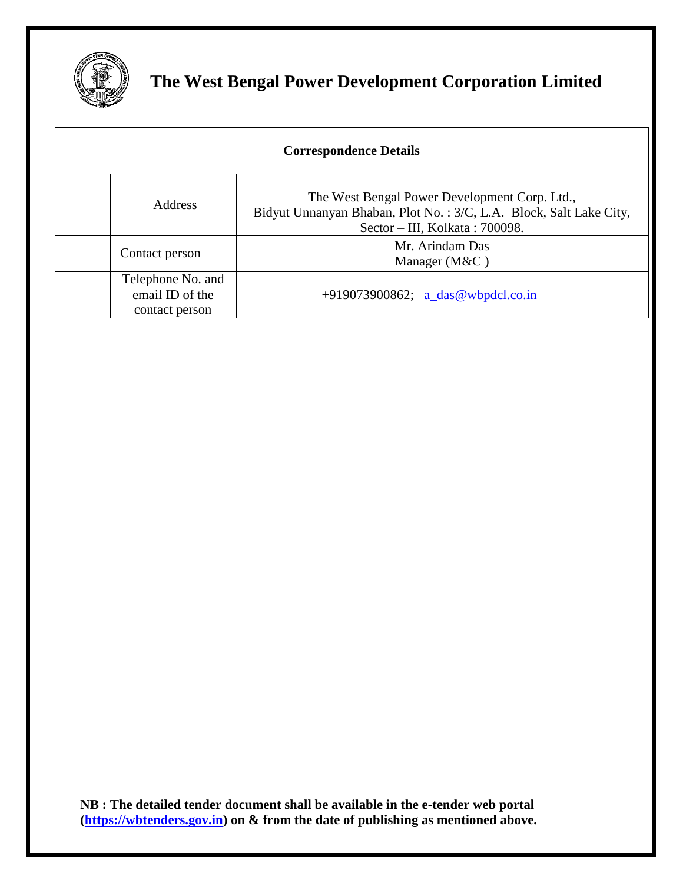# The West Bengal Power Development Corporation Limited

| Correspondence Details | | |
|---|---|---|
| | Address | The West Bengal Power Development Corp. Ltd., Bidyut Unnanyan Bhaban, Plot No. : 3/C, L.A. Block, Salt Lake City, Sector – III, Kolkata : 700098. |
| | Contact person | Mr. Arindam Das<br>Manager (M&C ) |
| | Telephone No. and email ID of the contact person | +919073900862; a_das@wbpdcl.co.in |

**NB : The detailed tender document shall be available in the e-tender web portal (https://wbtenders.gov.in) on & from the date of publishing as mentioned above.**